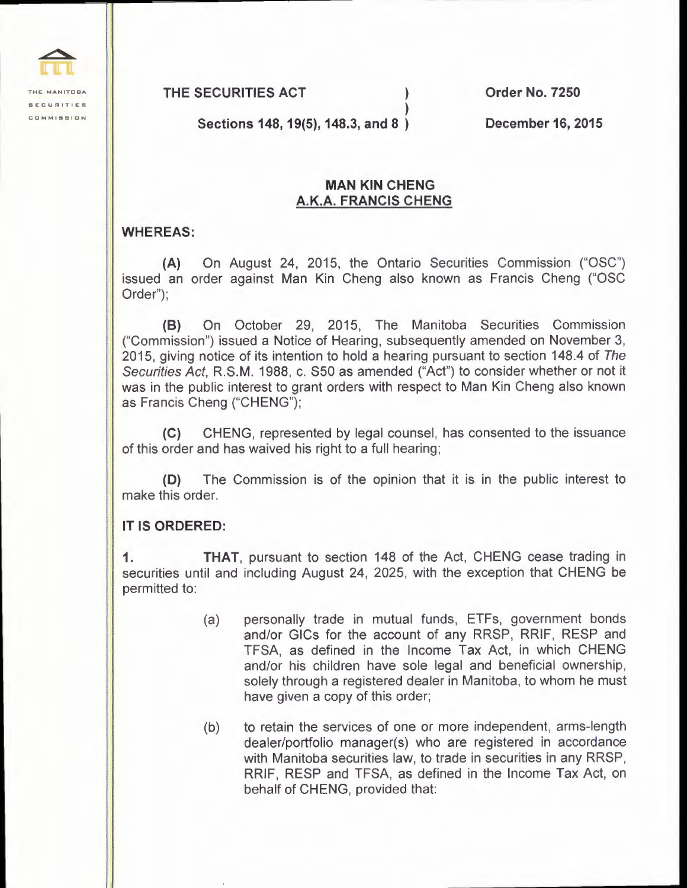THE MANITOBA SECURITIES COMMISSION

**THE SECURITIES ACT** ) **Order No. 7250**
)
**Sections 148, 19(5), 148.3, and 8** ) **December 16, 2015**

## MAN KIN CHENG
## A.K.A. FRANCIS CHENG

**WHEREAS:**

**(A)** On August 24, 2015, the Ontario Securities Commission ("OSC") issued an order against Man Kin Cheng also known as Francis Cheng ("OSC Order");

**(B)** On October 29, 2015, The Manitoba Securities Commission ("Commission") issued a Notice of Hearing, subsequently amended on November 3, 2015, giving notice of its intention to hold a hearing pursuant to section 148.4 of *The Securities Act*, R.S.M. 1988, c. S50 as amended ("Act") to consider whether or not it was in the public interest to grant orders with respect to Man Kin Cheng also known as Francis Cheng ("CHENG");

**(C)** CHENG, represented by legal counsel, has consented to the issuance of this order and has waived his right to a full hearing;

**(D)** The Commission is of the opinion that it is in the public interest to make this order.

**IT IS ORDERED:**

**1.** **THAT**, pursuant to section 148 of the Act, CHENG cease trading in securities until and including August 24, 2025, with the exception that CHENG be permitted to:

(a) personally trade in mutual funds, ETFs, government bonds and/or GICs for the account of any RRSP, RRIF, RESP and TFSA, as defined in the Income Tax Act, in which CHENG and/or his children have sole legal and beneficial ownership, solely through a registered dealer in Manitoba, to whom he must have given a copy of this order;

(b) to retain the services of one or more independent, arms-length dealer/portfolio manager(s) who are registered in accordance with Manitoba securities law, to trade in securities in any RRSP, RRIF, RESP and TFSA, as defined in the Income Tax Act, on behalf of CHENG, provided that: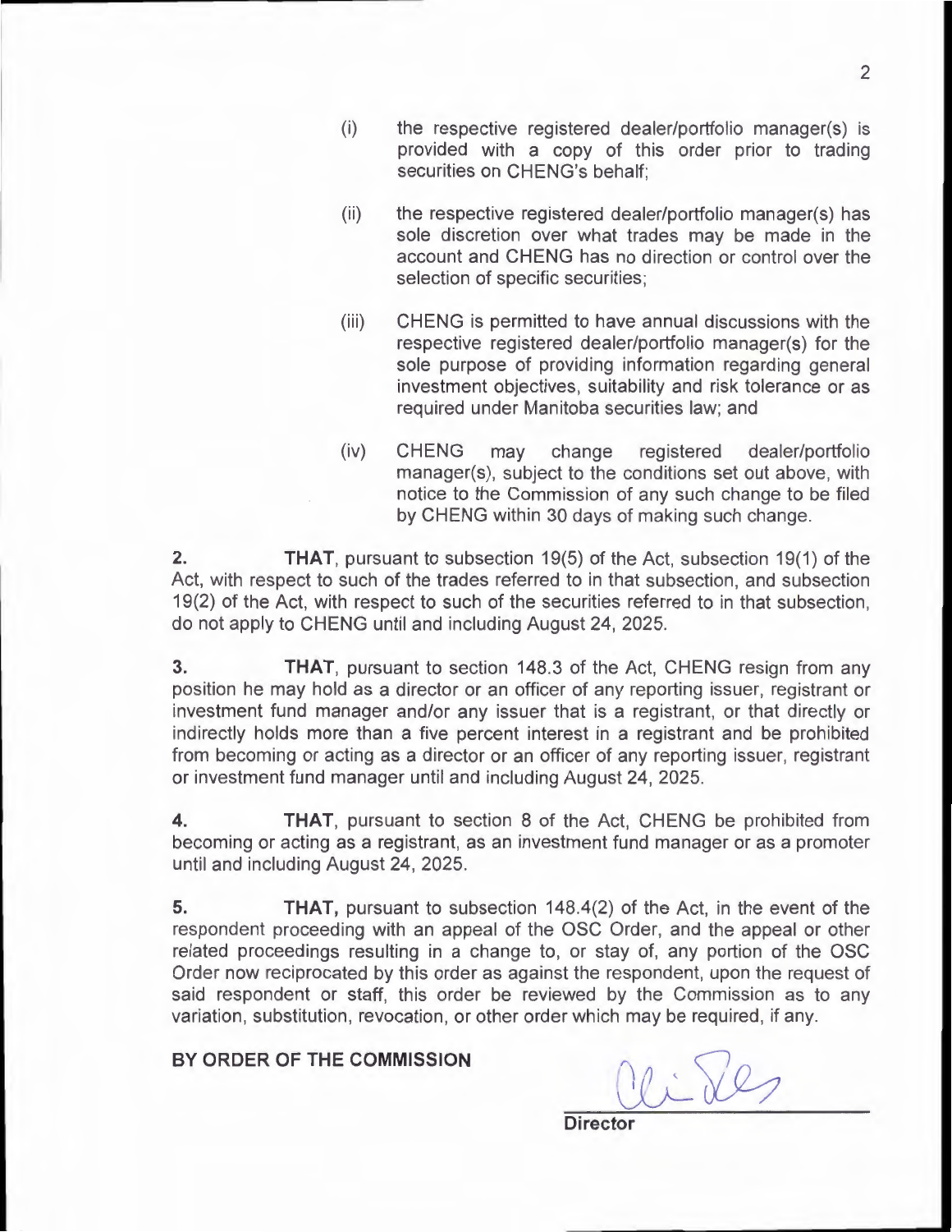(i) the respective registered dealer/portfolio manager(s) is provided with a copy of this order prior to trading securities on CHENG's behalf;

(ii) the respective registered dealer/portfolio manager(s) has sole discretion over what trades may be made in the account and CHENG has no direction or control over the selection of specific securities;

(iii) CHENG is permitted to have annual discussions with the respective registered dealer/portfolio manager(s) for the sole purpose of providing information regarding general investment objectives, suitability and risk tolerance or as required under Manitoba securities law; and

(iv) CHENG may change registered dealer/portfolio manager(s), subject to the conditions set out above, with notice to the Commission of any such change to be filed by CHENG within 30 days of making such change.

**2.** **THAT**, pursuant to subsection 19(5) of the Act, subsection 19(1) of the Act, with respect to such of the trades referred to in that subsection, and subsection 19(2) of the Act, with respect to such of the securities referred to in that subsection, do not apply to CHENG until and including August 24, 2025.

**3.** **THAT**, pursuant to section 148.3 of the Act, CHENG resign from any position he may hold as a director or an officer of any reporting issuer, registrant or investment fund manager and/or any issuer that is a registrant, or that directly or indirectly holds more than a five percent interest in a registrant and be prohibited from becoming or acting as a director or an officer of any reporting issuer, registrant or investment fund manager until and including August 24, 2025.

**4.** **THAT**, pursuant to section 8 of the Act, CHENG be prohibited from becoming or acting as a registrant, as an investment fund manager or as a promoter until and including August 24, 2025.

**5.** **THAT,** pursuant to subsection 148.4(2) of the Act, in the event of the respondent proceeding with an appeal of the OSC Order, and the appeal or other related proceedings resulting in a change to, or stay of, any portion of the OSC Order now reciprocated by this order as against the respondent, upon the request of said respondent or staff, this order be reviewed by the Commission as to any variation, substitution, revocation, or other order which may be required, if any.

**BY ORDER OF THE COMMISSION**

**Director**